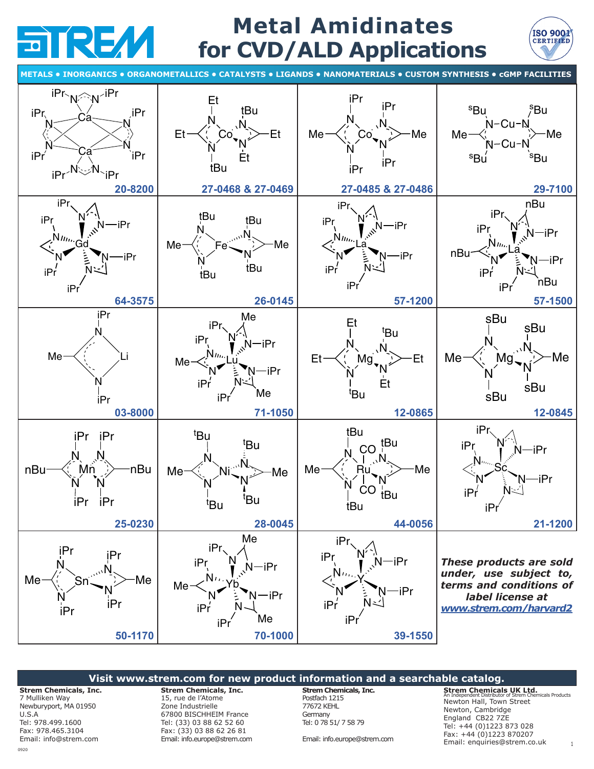# Metal Amidinates for CVD/ALD Applications

METALS • INORGANICS • ORGANOMETALLICS • CATALYSTS • LIGANDS • NANOMATERIALS • CUSTOM SYNTHESIS • cGMP FACILITIES

| | | | |
|---|---|---|---|
| 20-8200 | 27-0468 & 27-0469 | 27-0485 & 27-0486 | 29-7100 |
| 64-3575 | 26-0145 | 57-1200 | 57-1500 |
| 03-8000 | 71-1050 | 12-0865 | 12-0845 |
| 25-0230 | 28-0045 | 44-0056 | 21-1200 |
| 50-1170 | 70-1000 | 39-1550 | ***These products are sold under, use subject to, terms and conditions of label license at [www.strem.com/harvard2](www.strem.com/harvard2)*** |

**Visit www.strem.com for new product information and a searchable catalog.**

**Strem Chemicals, Inc.**
7 Mulliken Way
Newburyport, MA 01950
U.S.A
Tel: 978.499.1600
Fax: 978.465.3104
Email: info@strem.com

**Strem Chemicals, Inc.**
15, rue de l'Atome
Zone Industrielle
67800 BISCHHEIM France
Tel: (33) 03 88 62 52 60
Fax: (33) 03 88 62 26 81
Email: info.europe@strem.com

**Strem Chemicals, Inc.**
Postfach 1215
77672 KEHL
Germany
Tel: 0 78 51/ 7 58 79
Email: info.europe@strem.com

**Strem Chemicals UK Ltd.**
An Independent Distributor of Strem Chemicals Products
Newton Hall, Town Street
Newton, Cambridge
England CB22 7ZE
Tel: +44 (0)1223 873 028
Fax: +44 (0)1223 870207
Email: enquiries@strem.co.uk

0920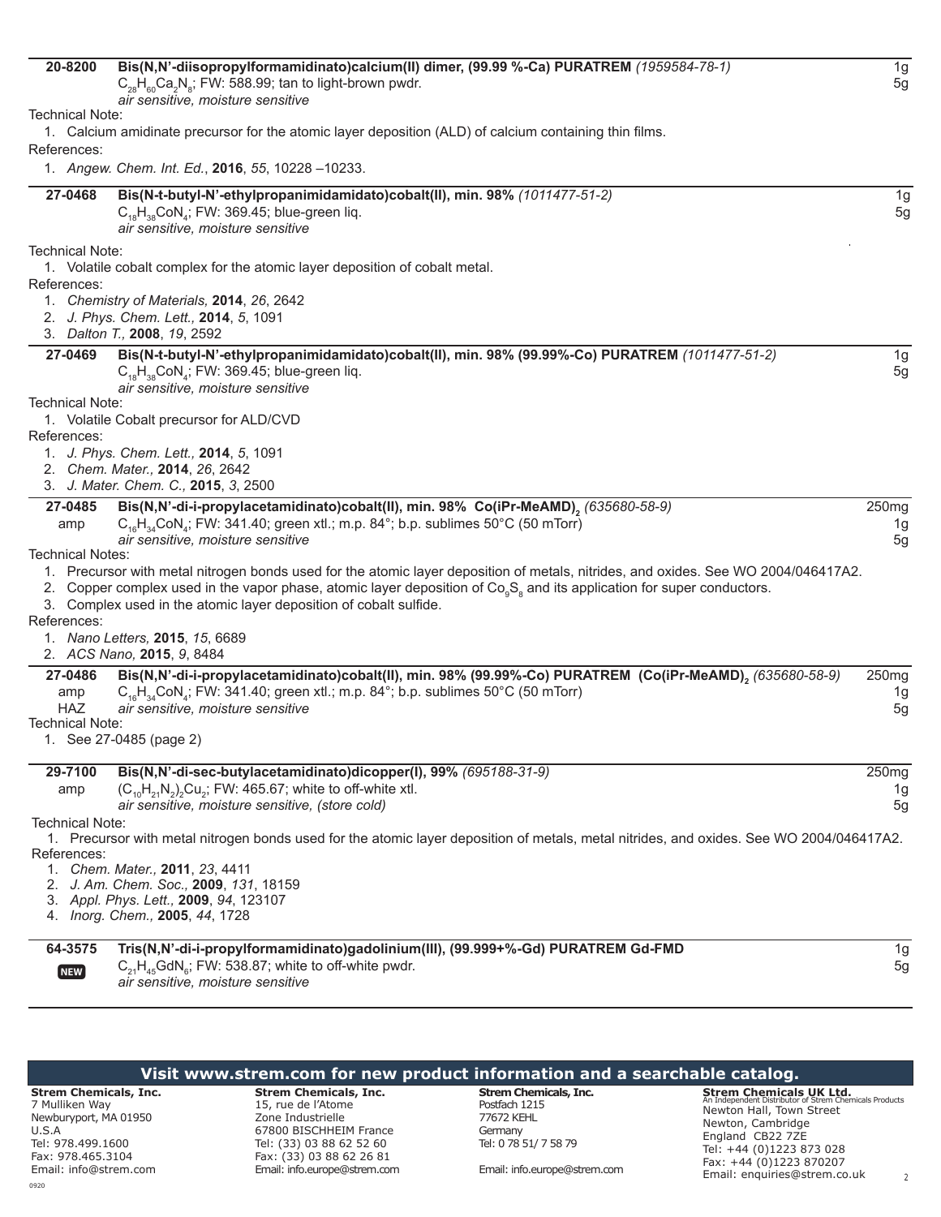**20-8200** **Bis(N,N'-diisopropylformamidinato)calcium(II) dimer, (99.99 %-Ca) PURATREM** *(1959584-78-1)* — 1g, 5g
$C_{28}H_{60}Ca_2N_8$; FW: 588.99; tan to light-brown pwdr.
*air sensitive, moisture sensitive*

Technical Note:

1. Calcium amidinate precursor for the atomic layer deposition (ALD) of calcium containing thin films.

References:

1. *Angew. Chem. Int. Ed.*, **2016**, *55*, 10228 –10233.

---

**27-0468** **Bis(N-t-butyl-N'-ethylpropanimidamidato)cobalt(II), min. 98%** *(1011477-51-2)* — 1g, 5g
$C_{18}H_{38}CoN_4$; FW: 369.45; blue-green liq.
*air sensitive, moisture sensitive*

Technical Note:

1. Volatile cobalt complex for the atomic layer deposition of cobalt metal.

References:

1. *Chemistry of Materials,* **2014**, *26*, 2642
2. *J. Phys. Chem. Lett.,* **2014**, *5*, 1091
3. *Dalton T.,* **2008**, *19*, 2592

---

**27-0469** **Bis(N-t-butyl-N'-ethylpropanimidamidato)cobalt(II), min. 98% (99.99%-Co) PURATREM** *(1011477-51-2)* — 1g, 5g
$C_{18}H_{38}CoN_4$; FW: 369.45; blue-green liq.
*air sensitive, moisture sensitive*

Technical Note:

1. Volatile Cobalt precursor for ALD/CVD

References:

1. *J. Phys. Chem. Lett.,* **2014**, *5*, 1091
2. *Chem. Mater.,* **2014**, *26*, 2642
3. *J. Mater. Chem. C.,* **2015**, *3*, 2500

---

**27-0485** amp **Bis(N,N'-di-i-propylacetamidinato)cobalt(II), min. 98% Co(iPr-MeAMD)$_2$** *(635680-58-9)* — 250mg, 1g, 5g
$C_{16}H_{34}CoN_4$; FW: 341.40; green xtl.; m.p. 84°; b.p. sublimes 50°C (50 mTorr)
*air sensitive, moisture sensitive*

Technical Notes:

1. Precursor with metal nitrogen bonds used for the atomic layer deposition of metals, nitrides, and oxides. See WO 2004/046417A2.
2. Copper complex used in the vapor phase, atomic layer deposition of $Co_9S_8$ and its application for super conductors.
3. Complex used in the atomic layer deposition of cobalt sulfide.

References:

1. *Nano Letters,* **2015**, *15*, 6689
2. *ACS Nano,* **2015**, *9*, 8484

---

**27-0486** amp HAZ **Bis(N,N'-di-i-propylacetamidinato)cobalt(II), min. 98% (99.99%-Co) PURATREM (Co(iPr-MeAMD)$_2$** *(635680-58-9)* — 250mg, 1g, 5g
$C_{16}H_{34}CoN_4$; FW: 341.40; green xtl.; m.p. 84°; b.p. sublimes 50°C (50 mTorr)
*air sensitive, moisture sensitive*

Technical Note:

1. See 27-0485 (page 2)

---

**29-7100** amp **Bis(N,N'-di-sec-butylacetamidinato)dicopper(I), 99%** *(695188-31-9)* — 250mg, 1g, 5g
$(C_{10}H_{21}N_2)_2Cu_2$; FW: 465.67; white to off-white xtl.
*air sensitive, moisture sensitive, (store cold)*

Technical Note:

1. Precursor with metal nitrogen bonds used for the atomic layer deposition of metals, metal nitrides, and oxides. See WO 2004/046417A2.

References:

1. *Chem. Mater.,* **2011**, *23*, 4411
2. *J. Am. Chem. Soc.,* **2009**, *131*, 18159
3. *Appl. Phys. Lett.,* **2009**, *94*, 123107
4. *Inorg. Chem.,* **2005**, *44*, 1728

---

**64-3575** NEW **Tris(N,N'-di-i-propylformamidinato)gadolinium(III), (99.999+%-Gd) PURATREM Gd-FMD** — 1g, 5g
$C_{21}H_{45}GdN_6$; FW: 538.87; white to off-white pwdr.
*air sensitive, moisture sensitive*

---

**Visit www.strem.com for new product information and a searchable catalog.**

**Strem Chemicals, Inc.**
7 Mulliken Way
Newburyport, MA 01950
U.S.A
Tel: 978.499.1600
Fax: 978.465.3104
Email: info@strem.com

**Strem Chemicals, Inc.**
15, rue de l'Atome
Zone Industrielle
67800 BISCHHEIM France
Tel: (33) 03 88 62 52 60
Fax: (33) 03 88 62 26 81
Email: info.europe@strem.com

**Strem Chemicals, Inc.**
Postfach 1215
77672 KEHL
Germany
Tel: 0 78 51/ 7 58 79
Email: info.europe@strem.com

**Strem Chemicals UK Ltd.**
An Independent Distributor of Strem Chemicals Products
Newton Hall, Town Street
Newton, Cambridge
England CB22 7ZE
Tel: +44 (0)1223 873 028
Fax: +44 (0)1223 870207
Email: enquiries@strem.co.uk

0920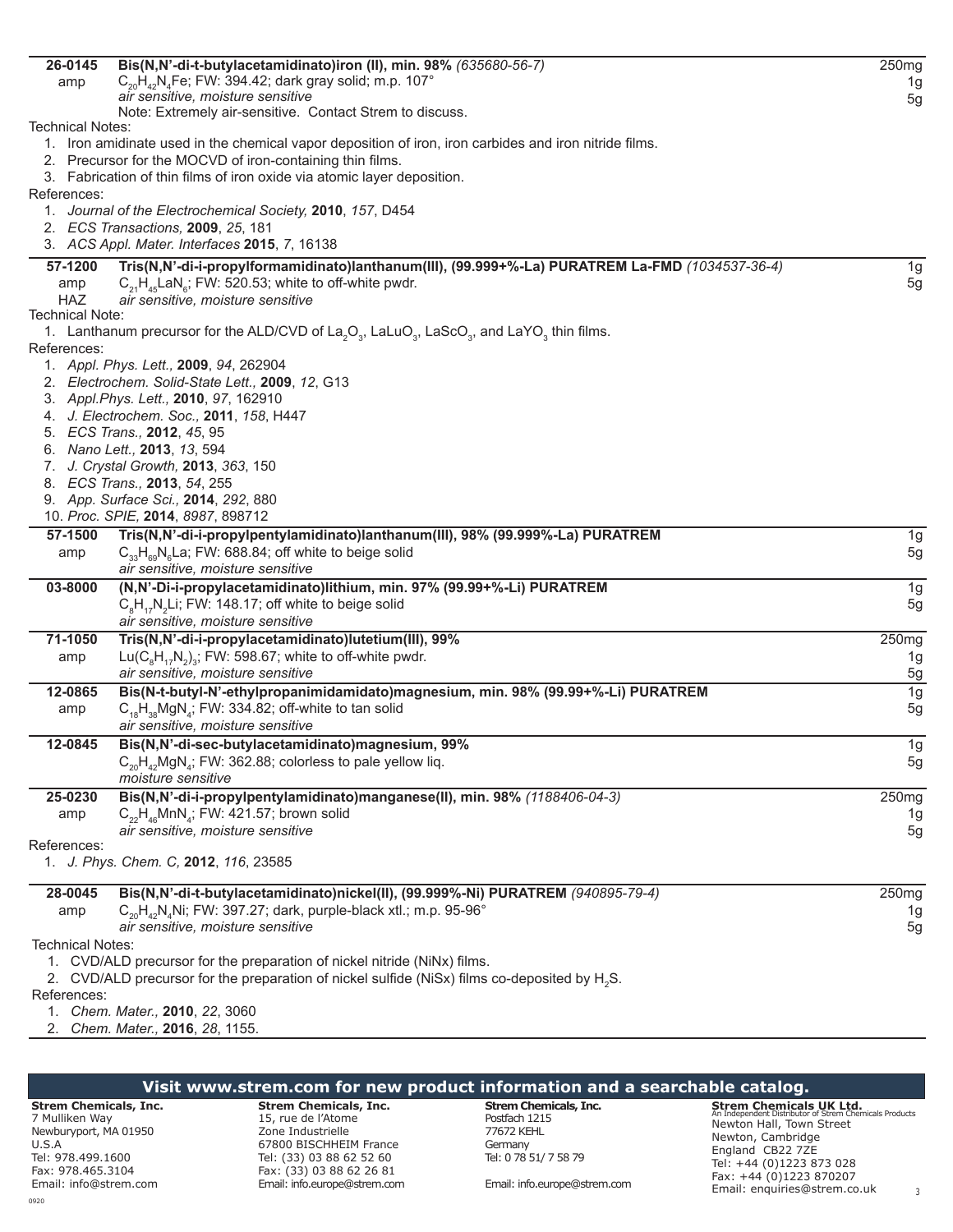**26-0145** **Bis(N,N'-di-t-butylacetamidinato)iron (II), min. 98%** *(635680-56-7)* — 250mg, 1g, 5g

amp — $C_{20}H_{42}N_4Fe$; FW: 394.42; dark gray solid; m.p. 107°
*air sensitive, moisture sensitive*
Note: Extremely air-sensitive. Contact Strem to discuss.

Technical Notes:

1. Iron amidinate used in the chemical vapor deposition of iron, iron carbides and iron nitride films.
2. Precursor for the MOCVD of iron-containing thin films.
3. Fabrication of thin films of iron oxide via atomic layer deposition.

References:

1. *Journal of the Electrochemical Society,* **2010**, *157*, D454
2. *ECS Transactions,* **2009**, *25*, 181
3. *ACS Appl. Mater. Interfaces* **2015**, *7*, 16138

---

**57-1200** **Tris(N,N'-di-i-propylformamidinato)lanthanum(III), (99.999+%-La) PURATREM La-FMD** *(1034537-36-4)* — 1g, 5g

amp, HAZ — $C_{21}H_{45}LaN_6$; FW: 520.53; white to off-white pwdr.
*air sensitive, moisture sensitive*

Technical Note:

1. Lanthanum precursor for the ALD/CVD of $La_2O_3$, $LaLuO_3$, $LaScO_3$, and $LaYO_3$ thin films.

References:

1. *Appl. Phys. Lett.,* **2009**, *94*, 262904
2. *Electrochem. Solid-State Lett.,* **2009**, *12*, G13
3. *Appl.Phys. Lett.,* **2010**, *97*, 162910
4. *J. Electrochem. Soc.,* **2011**, *158*, H447
5. *ECS Trans.,* **2012**, *45*, 95
6. *Nano Lett.,* **2013**, *13*, 594
7. *J. Crystal Growth,* **2013**, *363*, 150
8. *ECS Trans.,* **2013**, *54*, 255
9. *App. Surface Sci.,* **2014**, *292*, 880
10. *Proc. SPIE,* **2014**, *8987*, 898712

---

**57-1500** **Tris(N,N'-di-i-propylpentylamidinato)lanthanum(III), 98% (99.999%-La) PURATREM** — 1g, 5g

amp — $C_{33}H_{69}N_6La$; FW: 688.84; off white to beige solid
*air sensitive, moisture sensitive*

---

**03-8000** **(N,N'-Di-i-propylacetamidinato)lithium, min. 97% (99.99+%-Li) PURATREM** — 1g, 5g

$C_8H_{17}N_2Li$; FW: 148.17; off white to beige solid
*air sensitive, moisture sensitive*

---

**71-1050** **Tris(N,N'-di-i-propylacetamidinato)lutetium(III), 99%** — 250mg, 1g, 5g

amp — $Lu(C_8H_{17}N_2)_3$; FW: 598.67; white to off-white pwdr.
*air sensitive, moisture sensitive*

---

**12-0865** **Bis(N-t-butyl-N'-ethylpropanimidamidato)magnesium, min. 98% (99.99+%-Li) PURATREM** — 1g, 5g

amp — $C_{18}H_{38}MgN_4$; FW: 334.82; off-white to tan solid
*air sensitive, moisture sensitive*

---

**12-0845** **Bis(N,N'-di-sec-butylacetamidinato)magnesium, 99%** — 1g, 5g

$C_{20}H_{42}MgN_4$; FW: 362.88; colorless to pale yellow liq.
*moisture sensitive*

---

**25-0230** **Bis(N,N'-di-i-propylpentylamidinato)manganese(II), min. 98%** *(1188406-04-3)* — 250mg, 1g, 5g

amp — $C_{22}H_{46}MnN_4$; FW: 421.57; brown solid
*air sensitive, moisture sensitive*

References:

1. *J. Phys. Chem. C,* **2012**, *116*, 23585

---

**28-0045** **Bis(N,N'-di-t-butylacetamidinato)nickel(II), (99.999%-Ni) PURATREM** *(940895-79-4)* — 250mg, 1g, 5g

amp — $C_{20}H_{42}N_4Ni$; FW: 397.27; dark, purple-black xtl.; m.p. 95-96°
*air sensitive, moisture sensitive*

Technical Notes:

1. CVD/ALD precursor for the preparation of nickel nitride (NiNx) films.
2. CVD/ALD precursor for the preparation of nickel sulfide (NiSx) films co-deposited by $H_2S$.

References:

1. *Chem. Mater.,* **2010**, *22*, 3060
2. *Chem. Mater.,* **2016**, *28*, 1155.

---

**Visit www.strem.com for new product information and a searchable catalog.**

**Strem Chemicals, Inc.**
7 Mulliken Way
Newburyport, MA 01950
U.S.A
Tel: 978.499.1600
Fax: 978.465.3104
Email: info@strem.com

**Strem Chemicals, Inc.**
15, rue de l'Atome
Zone Industrielle
67800 BISCHHEIM France
Tel: (33) 03 88 62 52 60
Fax: (33) 03 88 62 26 81
Email: info.europe@strem.com

**Strem Chemicals, Inc.**
Postfach 1215
77672 KEHL
Germany
Tel: 0 78 51/ 7 58 79
Email: info.europe@strem.com

**Strem Chemicals UK Ltd.**
An Independent Distributor of Strem Chemicals Products
Newton Hall, Town Street
Newton, Cambridge
England CB22 7ZE
Tel: +44 (0)1223 873 028
Fax: +44 (0)1223 870207
Email: enquiries@strem.co.uk

0920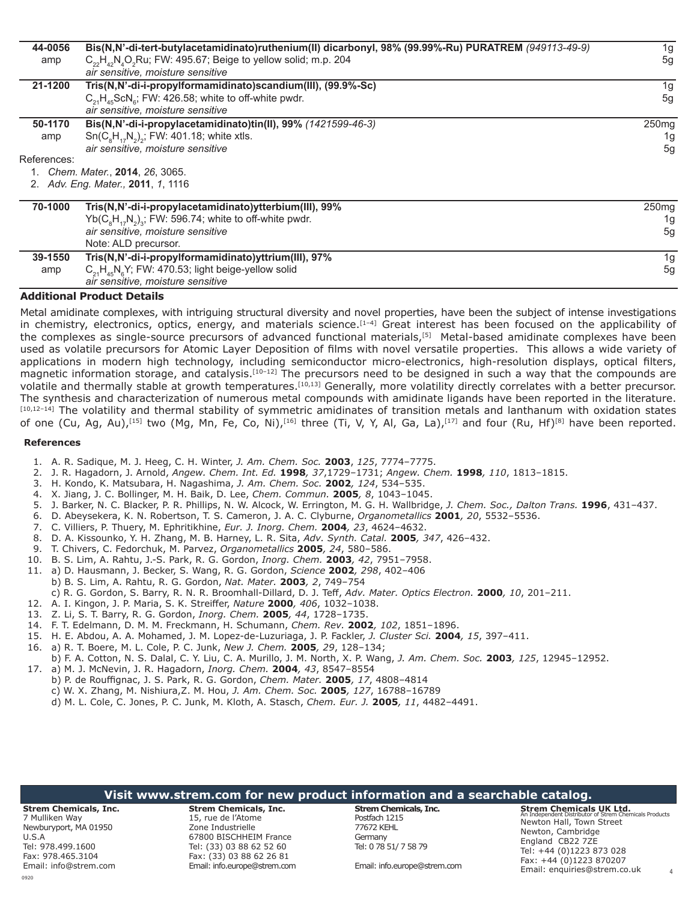| | | |
|---|---|---|
| **44-0056** amp | **Bis(N,N'-di-tert-butylacetamidinato)ruthenium(II) dicarbonyl, 98% (99.99%-Ru) PURATREM** *(949113-49-9)*<br>$C_{22}H_{42}N_4O_2Ru$; FW: 495.67; Beige to yellow solid; m.p. 204<br>*air sensitive, moisture sensitive* | 1g<br>5g |
| **21-1200** | **Tris(N,N'-di-i-propylformamidinato)scandium(III), (99.9%-Sc)**<br>$C_{21}H_{45}ScN_6$; FW: 426.58; white to off-white pwdr.<br>*air sensitive, moisture sensitive* | 1g<br>5g |
| **50-1170** amp | **Bis(N,N'-di-i-propylacetamidinato)tin(II), 99%** *(1421599-46-3)*<br>$Sn(C_8H_{17}N_2)_2$; FW: 401.18; white xtls.<br>*air sensitive, moisture sensitive* | 250mg<br>1g<br>5g |

References:

1. *Chem. Mater.*, **2014**, *26*, 3065.
2. *Adv. Eng. Mater.*, **2011**, *1*, 1116

| | | |
|---|---|---|
| **70-1000** | **Tris(N,N'-di-i-propylacetamidinato)ytterbium(III), 99%**<br>$Yb(C_8H_{17}N_2)_3$; FW: 596.74; white to off-white pwdr.<br>*air sensitive, moisture sensitive*<br>Note: ALD precursor. | 250mg<br>1g<br>5g |
| **39-1550** amp | **Tris(N,N'-di-i-propylformamidinato)yttrium(III), 97%**<br>$C_{21}H_{45}N_6Y$; FW: 470.53; light beige-yellow solid<br>*air sensitive, moisture sensitive* | 1g<br>5g |

### Additional Product Details

Metal amidinate complexes, with intriguing structural diversity and novel properties, have been the subject of intense investigations in chemistry, electronics, optics, energy, and materials science.[1–4] Great interest has been focused on the applicability of the complexes as single-source precursors of advanced functional materials,[5] Metal-based amidinate complexes have been used as volatile precursors for Atomic Layer Deposition of films with novel versatile properties. This allows a wide variety of applications in modern high technology, including semiconductor micro-electronics, high-resolution displays, optical filters, magnetic information storage, and catalysis.[10–12] The precursors need to be designed in such a way that the compounds are volatile and thermally stable at growth temperatures.[10,13] Generally, more volatility directly correlates with a better precursor. The synthesis and characterization of numerous metal compounds with amidinate ligands have been reported in the literature.[10,12–14] The volatility and thermal stability of symmetric amidinates of transition metals and lanthanum with oxidation states of one (Cu, Ag, Au),[15] two (Mg, Mn, Fe, Co, Ni),[16] three (Ti, V, Y, Al, Ga, La),[17] and four (Ru, Hf)[8] have been reported.

### References

1. A. R. Sadique, M. J. Heeg, C. H. Winter, *J. Am. Chem. Soc.* **2003**, *125*, 7774–7775.
2. J. R. Hagadorn, J. Arnold, *Angew. Chem. Int. Ed.* **1998***, 37*,1729–1731; *Angew. Chem.* **1998***, 110*, 1813–1815.
3. H. Kondo, K. Matsubara, H. Nagashima, *J. Am. Chem. Soc.* **2002***, 124*, 534–535.
4. X. Jiang, J. C. Bollinger, M. H. Baik, D. Lee, *Chem. Commun.* **2005***, 8*, 1043–1045.
5. J. Barker, N. C. Blacker, P. R. Phillips, N. W. Alcock, W. Errington, M. G. H. Wallbridge, *J. Chem. Soc., Dalton Trans.* **1996**, 431–437.
6. D. Abeysekera, K. N. Robertson, T. S. Cameron, J. A. C. Clyburne, *Organometallics* **2001***, 20*, 5532–5536.
7. C. Villiers, P. Thuery, M. Ephritikhine, *Eur. J. Inorg. Chem.* **2004***, 23*, 4624–4632.
8. D. A. Kissounko, Y. H. Zhang, M. B. Harney, L. R. Sita, *Adv. Synth. Catal.* **2005***, 347*, 426–432.
9. T. Chivers, C. Fedorchuk, M. Parvez, *Organometallics* **2005***, 24*, 580–586.
10. B. S. Lim, A. Rahtu, J.-S. Park, R. G. Gordon, *Inorg. Chem.* **2003***, 42*, 7951–7958.
11. a) D. Hausmann, J. Becker, S. Wang, R. G. Gordon, *Science* **2002***, 298*, 402–406
    b) B. S. Lim, A. Rahtu, R. G. Gordon, *Nat. Mater.* **2003***, 2*, 749–754
    c) R. G. Gordon, S. Barry, R. N. R. Broomhall-Dillard, D. J. Teff, *Adv. Mater. Optics Electron.* **2000***, 10*, 201–211.
12. A. I. Kingon, J. P. Maria, S. K. Streiffer, *Nature* **2000***, 406*, 1032–1038.
13. Z. Li, S. T. Barry, R. G. Gordon, *Inorg. Chem.* **2005***, 44*, 1728–1735.
14. F. T. Edelmann, D. M. M. Freckmann, H. Schumann, *Chem. Rev.* **2002***, 102*, 1851–1896.
15. H. E. Abdou, A. A. Mohamed, J. M. Lopez-de-Luzuriaga, J. P. Fackler, *J. Cluster Sci.* **2004***, 15*, 397–411.
16. a) R. T. Boere, M. L. Cole, P. C. Junk, *New J. Chem.* **2005***, 29*, 128–134;
    b) F. A. Cotton, N. S. Dalal, C. Y. Liu, C. A. Murillo, J. M. North, X. P. Wang, *J. Am. Chem. Soc.* **2003***, 125*, 12945–12952.
17. a) M. J. McNevin, J. R. Hagadorn, *Inorg. Chem.* **2004***, 43*, 8547–8554
    b) P. de Rouffignac, J. S. Park, R. G. Gordon, *Chem. Mater.* **2005***, 17*, 4808–4814
    c) W. X. Zhang, M. Nishiura,Z. M. Hou, *J. Am. Chem. Soc.* **2005***, 127*, 16788–16789
    d) M. L. Cole, C. Jones, P. C. Junk, M. Kloth, A. Stasch, *Chem. Eur. J.* **2005***, 11*, 4482–4491.

**Visit www.strem.com for new product information and a searchable catalog.**

**Strem Chemicals, Inc.**
7 Mulliken Way
Newburyport, MA 01950
U.S.A
Tel: 978.499.1600
Fax: 978.465.3104
Email: info@strem.com

**Strem Chemicals, Inc.**
15, rue de l'Atome
Zone Industrielle
67800 BISCHHEIM France
Tel: (33) 03 88 62 52 60
Fax: (33) 03 88 62 26 81
Email: info.europe@strem.com

**Strem Chemicals, Inc.**
Postfach 1215
77672 KEHL
Germany
Tel: 0 78 51/ 7 58 79
Email: info.europe@strem.com

**Strem Chemicals UK Ltd.**
An Independent Distributor of Strem Chemicals Products
Newton Hall, Town Street
Newton, Cambridge
England CB22 7ZE
Tel: +44 (0)1223 873 028
Fax: +44 (0)1223 870207
Email: enquiries@strem.co.uk

0920